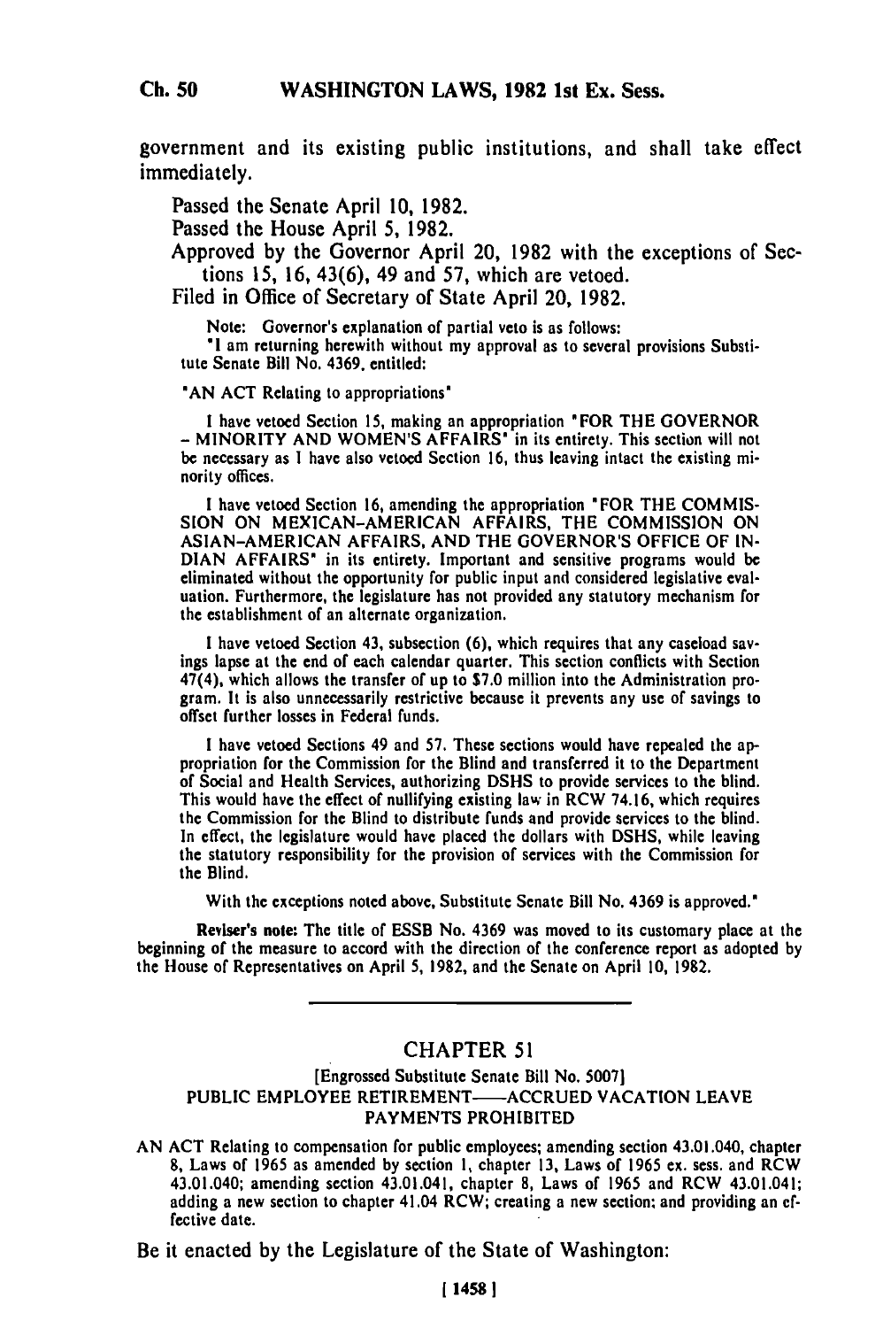government and its existing public institutions, and shall take effect immediately.

Passed the Senate April 10, 1982.

Passed the House April 5, 1982.

Approved by the Governor April 20, 1982 with the exceptions of Sections 15, 16, 43(6), 49 and 57, which are vetoed.

Filed in Office of Secretary of State April 20, 1982.

Note: Governor's explanation of partial veto is as follows:

"I am returning herewith without my approval as to several provisions Substitute Senate Bill No. 4369, entitled:

"AN ACT Relating to appropriations"

I have vetoed Section 15, making an appropriation "FOR THE GOVERNOR - MINORITY AND WOMEN'S AFFAIRS" in its entirety. This section will not be necessary as I have also vetoed Section 16, thus leaving intact the existing minority offices.

I have vetoed Section 16, amending the appropriation "FOR THE COMMISSION ON MEXICAN-AMERICAN AFFAIRS, THE COMMISSION ON ASIAN-AMERICAN AFFAIRS, AND THE GOVERNOR'S OFFICE OF INDIAN AFFAIRS" in its entirety. Important and sensitive programs would be eliminated without the opportunity for public input and considered legislative evaluation. Furthermore, the legislature has not provided any statutory mechanism for the establishment of an alternate organization.

I have vetoed Section 43, subsection (6), which requires that any caseload savings lapse at the end of each calendar quarter. This section conflicts with Section 47(4), which allows the transfer of up to $7.0 million into the Administration program. It is also unnecessarily restrictive because it prevents any use of savings to offset further losses in Federal funds.

I have vetoed Sections 49 and 57. These sections would have repealed the appropriation for the Commission for the Blind and transferred it to the Department of Social and Health Services, authorizing DSHS to provide services to the blind. This would have the effect of nullifying existing law in RCW 74.16, which requires the Commission for the Blind to distribute funds and provide services to the blind. In effect, the legislature would have placed the dollars with DSHS, while leaving the statutory responsibility for the provision of services with the Commission for the Blind.

With the exceptions noted above, Substitute Senate Bill No. 4369 is approved."

**Reviser's note:** The title of ESSB No. 4369 was moved to its customary place at the beginning of the measure to accord with the direction of the conference report as adopted by the House of Representatives on April 5, 1982, and the Senate on April 10, 1982.

---

## CHAPTER 51

[Engrossed Substitute Senate Bill No. 5007]

PUBLIC EMPLOYEE RETIREMENT——ACCRUED VACATION LEAVE PAYMENTS PROHIBITED

AN ACT Relating to compensation for public employees; amending section 43.01.040, chapter 8, Laws of 1965 as amended by section 1, chapter 13, Laws of 1965 ex. sess. and RCW 43.01.040; amending section 43.01.041, chapter 8, Laws of 1965 and RCW 43.01.041; adding a new section to chapter 41.04 RCW; creating a new section; and providing an effective date.

Be it enacted by the Legislature of the State of Washington: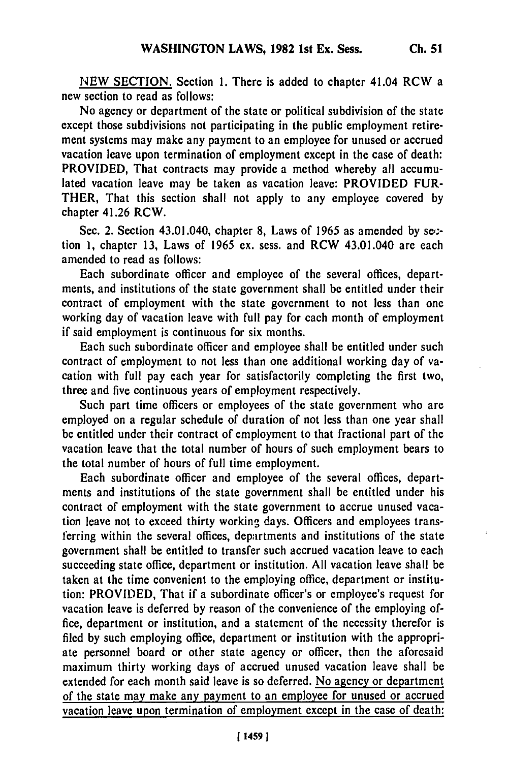NEW SECTION. Section 1. There is added to chapter 41.04 RCW a new section to read as follows:

No agency or department of the state or political subdivision of the state except those subdivisions not participating in the public employment retirement systems may make any payment to an employee for unused or accrued vacation leave upon termination of employment except in the case of death: PROVIDED, That contracts may provide a method whereby all accumulated vacation leave may be taken as vacation leave: PROVIDED FURTHER, That this section shall not apply to any employee covered by chapter 41.26 RCW.

Sec. 2. Section 43.01.040, chapter 8, Laws of 1965 as amended by section 1, chapter 13, Laws of 1965 ex. sess. and RCW 43.01.040 are each amended to read as follows:

Each subordinate officer and employee of the several offices, departments, and institutions of the state government shall be entitled under their contract of employment with the state government to not less than one working day of vacation leave with full pay for each month of employment if said employment is continuous for six months.

Each such subordinate officer and employee shall be entitled under such contract of employment to not less than one additional working day of vacation with full pay each year for satisfactorily completing the first two, three and five continuous years of employment respectively.

Such part time officers or employees of the state government who are employed on a regular schedule of duration of not less than one year shall be entitled under their contract of employment to that fractional part of the vacation leave that the total number of hours of such employment bears to the total number of hours of full time employment.

Each subordinate officer and employee of the several offices, departments and institutions of the state government shall be entitled under his contract of employment with the state government to accrue unused vacation leave not to exceed thirty working days. Officers and employees transferring within the several offices, departments and institutions of the state government shall be entitled to transfer such accrued vacation leave to each succeeding state office, department or institution. All vacation leave shall be taken at the time convenient to the employing office, department or institution: PROVIDED, That if a subordinate officer's or employee's request for vacation leave is deferred by reason of the convenience of the employing office, department or institution, and a statement of the necessity therefor is filed by such employing office, department or institution with the appropriate personnel board or other state agency or officer, then the aforesaid maximum thirty working days of accrued unused vacation leave shall be extended for each month said leave is so deferred. <u>No agency or department of the state may make any payment to an employee for unused or accrued vacation leave upon termination of employment except in the case of death:</u>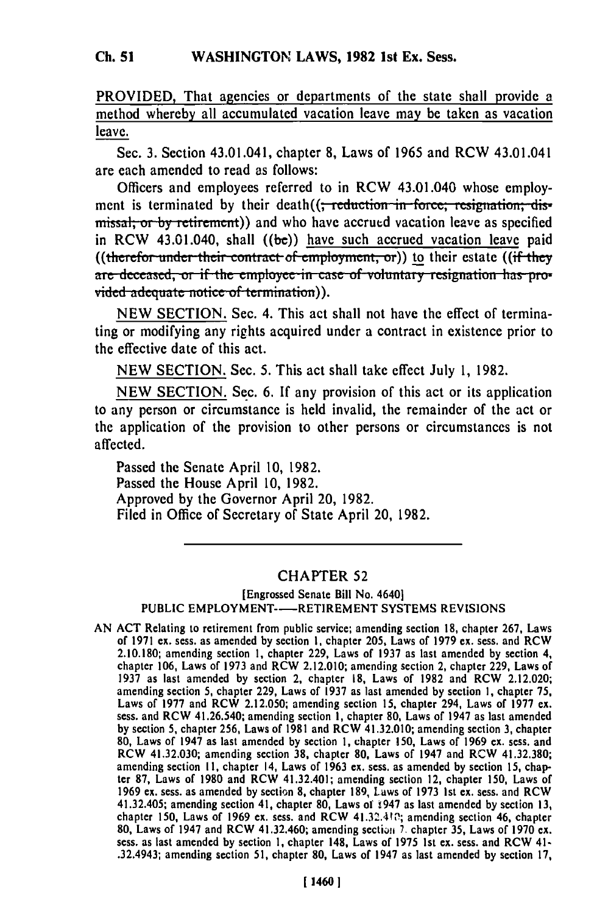PROVIDED, That agencies or departments of the state shall provide a method whereby all accumulated vacation leave may be taken as vacation leave.

Sec. 3. Section 43.01.041, chapter 8, Laws of 1965 and RCW 43.01.041 are each amended to read as follows:

Officers and employees referred to in RCW 43.01.040 whose employment is terminated by their death((; reduction in force, resignation, dismissal, or by retirement)) and who have accrued vacation leave as specified in RCW 43.01.040, shall ((be)) have such accrued vacation leave paid ((therefor under their contract of employment, or)) to their estate ((if they are deceased, or if the employee in case of voluntary resignation has provided adequate notice of termination)).

NEW SECTION. Sec. 4. This act shall not have the effect of terminating or modifying any rights acquired under a contract in existence prior to the effective date of this act.

NEW SECTION. Sec. 5. This act shall take effect July 1, 1982.

NEW SECTION. Sec. 6. If any provision of this act or its application to any person or circumstance is held invalid, the remainder of the act or the application of the provision to other persons or circumstances is not affected.

Passed the Senate April 10, 1982.
Passed the House April 10, 1982.
Approved by the Governor April 20, 1982.
Filed in Office of Secretary of State April 20, 1982.

---

## CHAPTER 52

[Engrossed Senate Bill No. 4640]

PUBLIC EMPLOYMENT——RETIREMENT SYSTEMS REVISIONS

AN ACT Relating to retirement from public service; amending section 18, chapter 267, Laws of 1971 ex. sess. as amended by section 1, chapter 205, Laws of 1979 ex. sess. and RCW 2.10.180; amending section 1, chapter 229, Laws of 1937 as last amended by section 4, chapter 106, Laws of 1973 and RCW 2.12.010; amending section 2, chapter 229, Laws of 1937 as last amended by section 2, chapter 18, Laws of 1982 and RCW 2.12.020; amending section 5, chapter 229, Laws of 1937 as last amended by section 1, chapter 75, Laws of 1977 and RCW 2.12.050; amending section 15, chapter 294, Laws of 1977 ex. sess. and RCW 41.26.540; amending section 1, chapter 80, Laws of 1947 as last amended by section 5, chapter 256, Laws of 1981 and RCW 41.32.010; amending section 3, chapter 80, Laws of 1947 as last amended by section 1, chapter 150, Laws of 1969 ex. sess. and RCW 41.32.030; amending section 38, chapter 80, Laws of 1947 and RCW 41.32.380; amending section 11, chapter 14, Laws of 1963 ex. sess. as amended by section 15, chapter 87, Laws of 1980 and RCW 41.32.401; amending section 12, chapter 150, Laws of 1969 ex. sess. as amended by section 8, chapter 189, Laws of 1973 1st ex. sess. and RCW 41.32.405; amending section 41, chapter 80, Laws of 1947 as last amended by section 13, chapter 150, Laws of 1969 ex. sess. and RCW 41.32.410; amending section 46, chapter 80, Laws of 1947 and RCW 41.32.460; amending section 7, chapter 35, Laws of 1970 ex. sess. as last amended by section 1, chapter 148, Laws of 1975 1st ex. sess. and RCW 41.32.4943; amending section 51, chapter 80, Laws of 1947 as last amended by section 17,